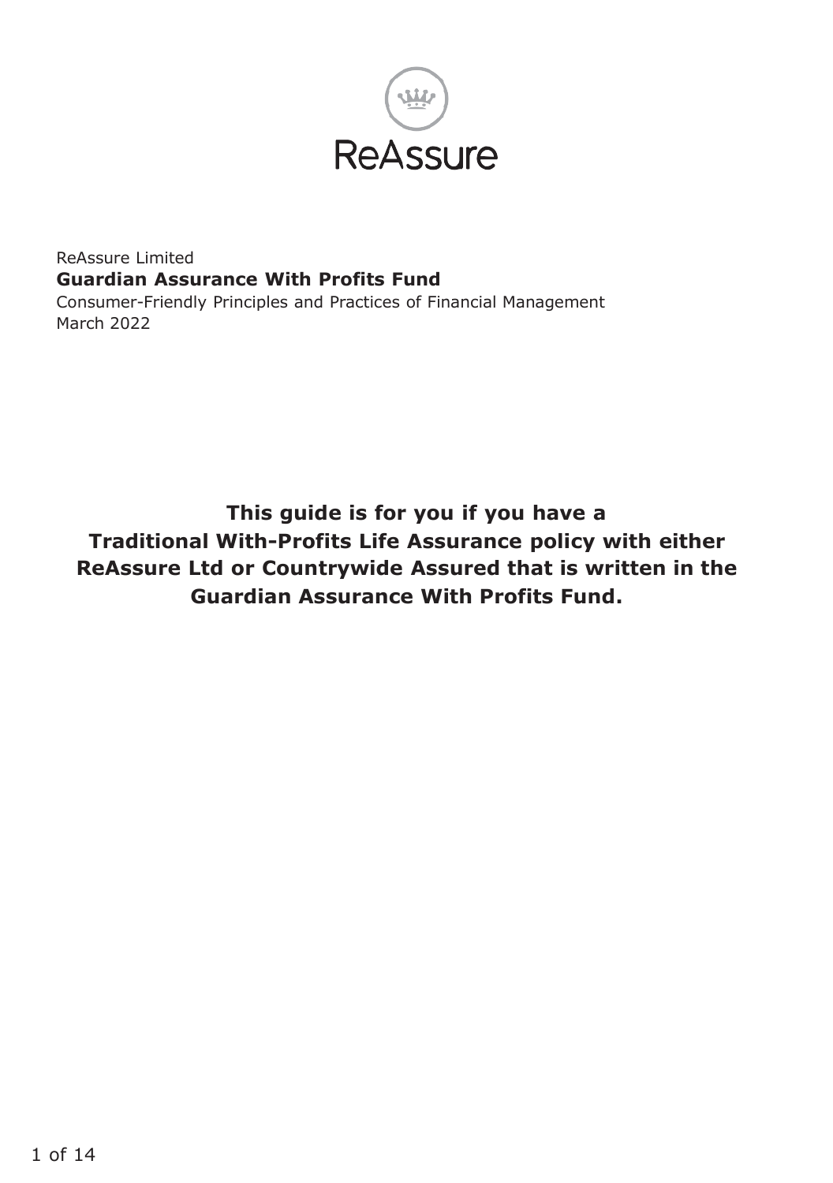ReAssure

ReAssure Limited

**Guardian Assurance With Profits Fund**

Consumer-Friendly Principles and Practices of Financial Management

March 2022

**This guide is for you if you have a Traditional With-Profits Life Assurance policy with either ReAssure Ltd or Countrywide Assured that is written in the Guardian Assurance With Profits Fund.**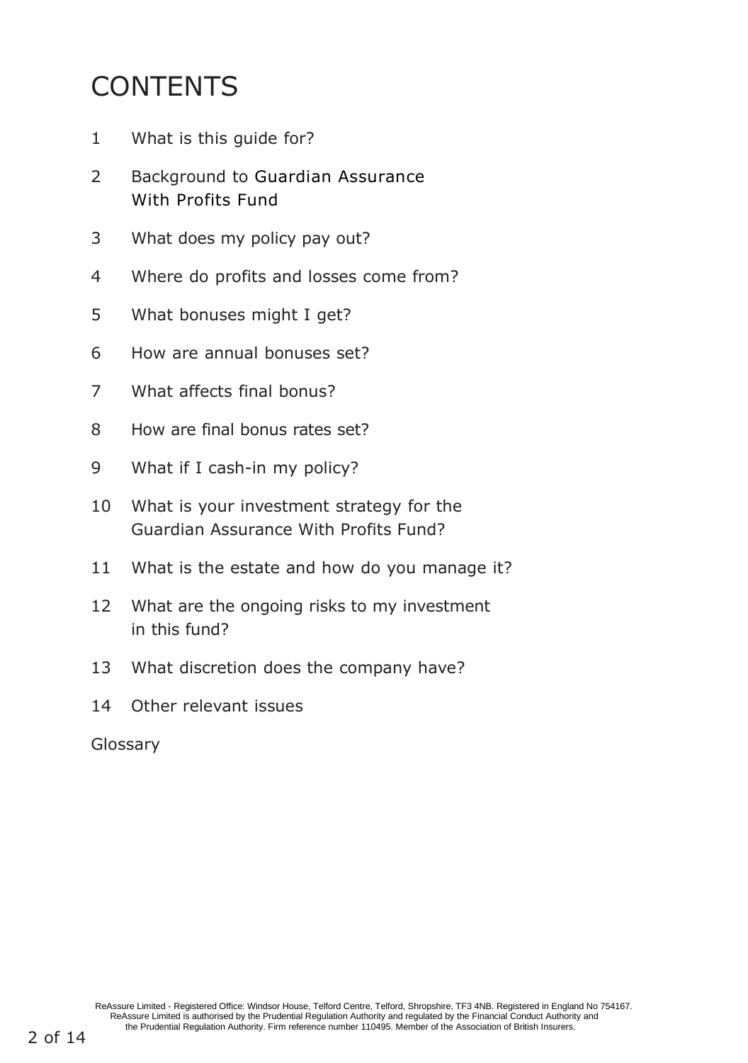# CONTENTS

1. What is this guide for?
2. Background to Guardian Assurance With Profits Fund
3. What does my policy pay out?
4. Where do profits and losses come from?
5. What bonuses might I get?
6. How are annual bonuses set?
7. What affects final bonus?
8. How are final bonus rates set?
9. What if I cash-in my policy?
10. What is your investment strategy for the Guardian Assurance With Profits Fund?
11. What is the estate and how do you manage it?
12. What are the ongoing risks to my investment in this fund?
13. What discretion does the company have?
14. Other relevant issues

Glossary

ReAssure Limited - Registered Office: Windsor House, Telford Centre, Telford, Shropshire, TF3 4NB. Registered in England No 754167. ReAssure Limited is authorised by the Prudential Regulation Authority and regulated by the Financial Conduct Authority and the Prudential Regulation Authority. Firm reference number 110495. Member of the Association of British Insurers.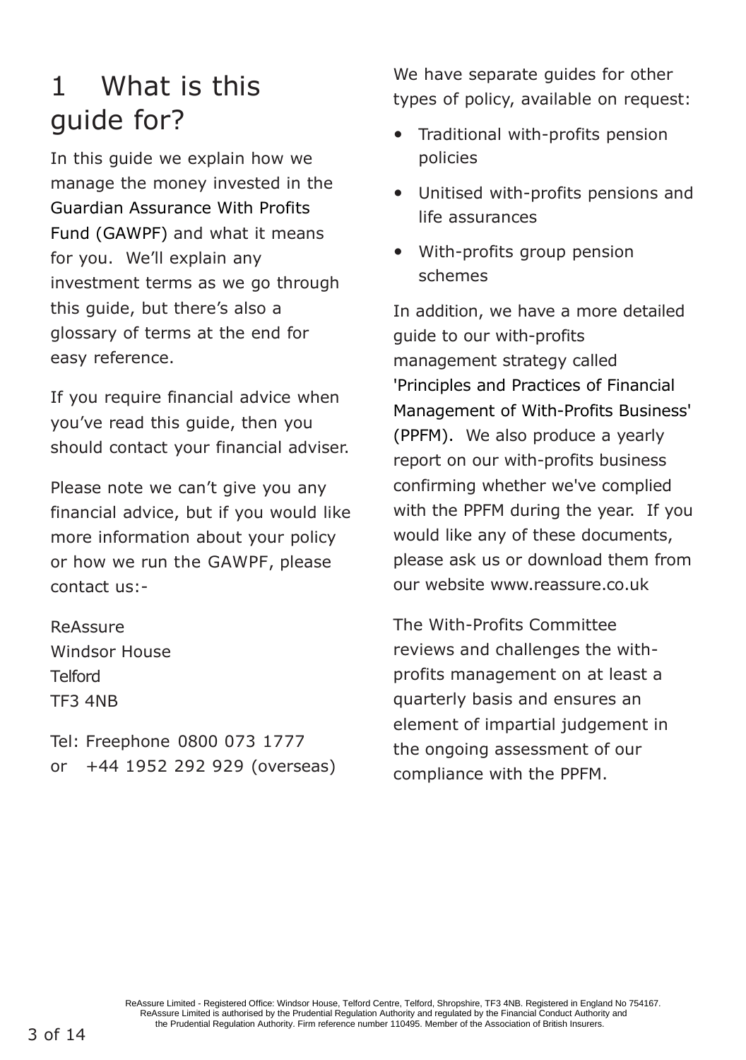# 1 What is this guide for?

In this guide we explain how we manage the money invested in the Guardian Assurance With Profits Fund (GAWPF) and what it means for you. We'll explain any investment terms as we go through this guide, but there's also a glossary of terms at the end for easy reference.

If you require financial advice when you've read this guide, then you should contact your financial adviser.

Please note we can't give you any financial advice, but if you would like more information about your policy or how we run the GAWPF, please contact us:-

ReAssure
Windsor House
Telford
TF3 4NB

Tel: Freephone 0800 073 1777
or +44 1952 292 929 (overseas)

We have separate guides for other types of policy, available on request:

- Traditional with-profits pension policies
- Unitised with-profits pensions and life assurances
- With-profits group pension schemes

In addition, we have a more detailed guide to our with-profits management strategy called 'Principles and Practices of Financial Management of With-Profits Business' (PPFM). We also produce a yearly report on our with-profits business confirming whether we've complied with the PPFM during the year. If you would like any of these documents, please ask us or download them from our website www.reassure.co.uk

The With-Profits Committee reviews and challenges the with-profits management on at least a quarterly basis and ensures an element of impartial judgement in the ongoing assessment of our compliance with the PPFM.

ReAssure Limited - Registered Office: Windsor House, Telford Centre, Telford, Shropshire, TF3 4NB. Registered in England No 754167. ReAssure Limited is authorised by the Prudential Regulation Authority and regulated by the Financial Conduct Authority and the Prudential Regulation Authority. Firm reference number 110495. Member of the Association of British Insurers.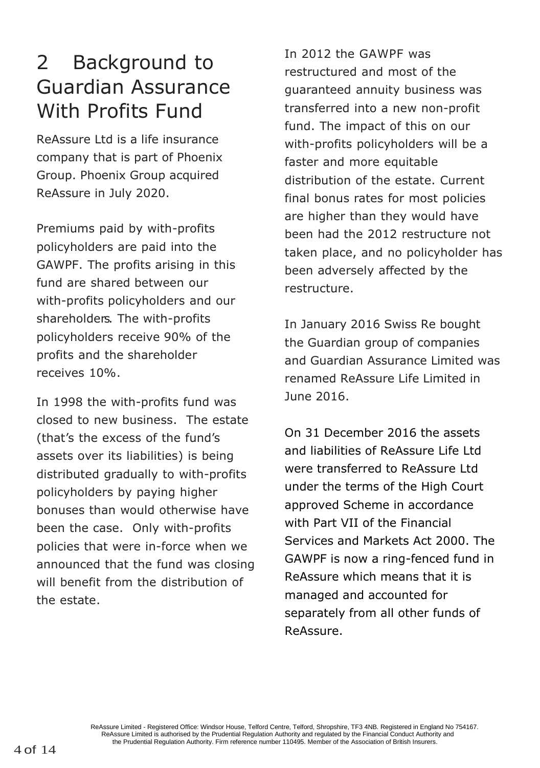## 2 Background to Guardian Assurance With Profits Fund

ReAssure Ltd is a life insurance company that is part of Phoenix Group. Phoenix Group acquired ReAssure in July 2020.

Premiums paid by with-profits policyholders are paid into the GAWPF. The profits arising in this fund are shared between our with-profits policyholders and our shareholders. The with-profits policyholders receive 90% of the profits and the shareholder receives 10%.

In 1998 the with-profits fund was closed to new business. The estate (that's the excess of the fund's assets over its liabilities) is being distributed gradually to with-profits policyholders by paying higher bonuses than would otherwise have been the case. Only with-profits policies that were in-force when we announced that the fund was closing will benefit from the distribution of the estate.

In 2012 the GAWPF was restructured and most of the guaranteed annuity business was transferred into a new non-profit fund. The impact of this on our with-profits policyholders will be a faster and more equitable distribution of the estate. Current final bonus rates for most policies are higher than they would have been had the 2012 restructure not taken place, and no policyholder has been adversely affected by the restructure.

In January 2016 Swiss Re bought the Guardian group of companies and Guardian Assurance Limited was renamed ReAssure Life Limited in June 2016.

On 31 December 2016 the assets and liabilities of ReAssure Life Ltd were transferred to ReAssure Ltd under the terms of the High Court approved Scheme in accordance with Part VII of the Financial Services and Markets Act 2000. The GAWPF is now a ring-fenced fund in ReAssure which means that it is managed and accounted for separately from all other funds of ReAssure.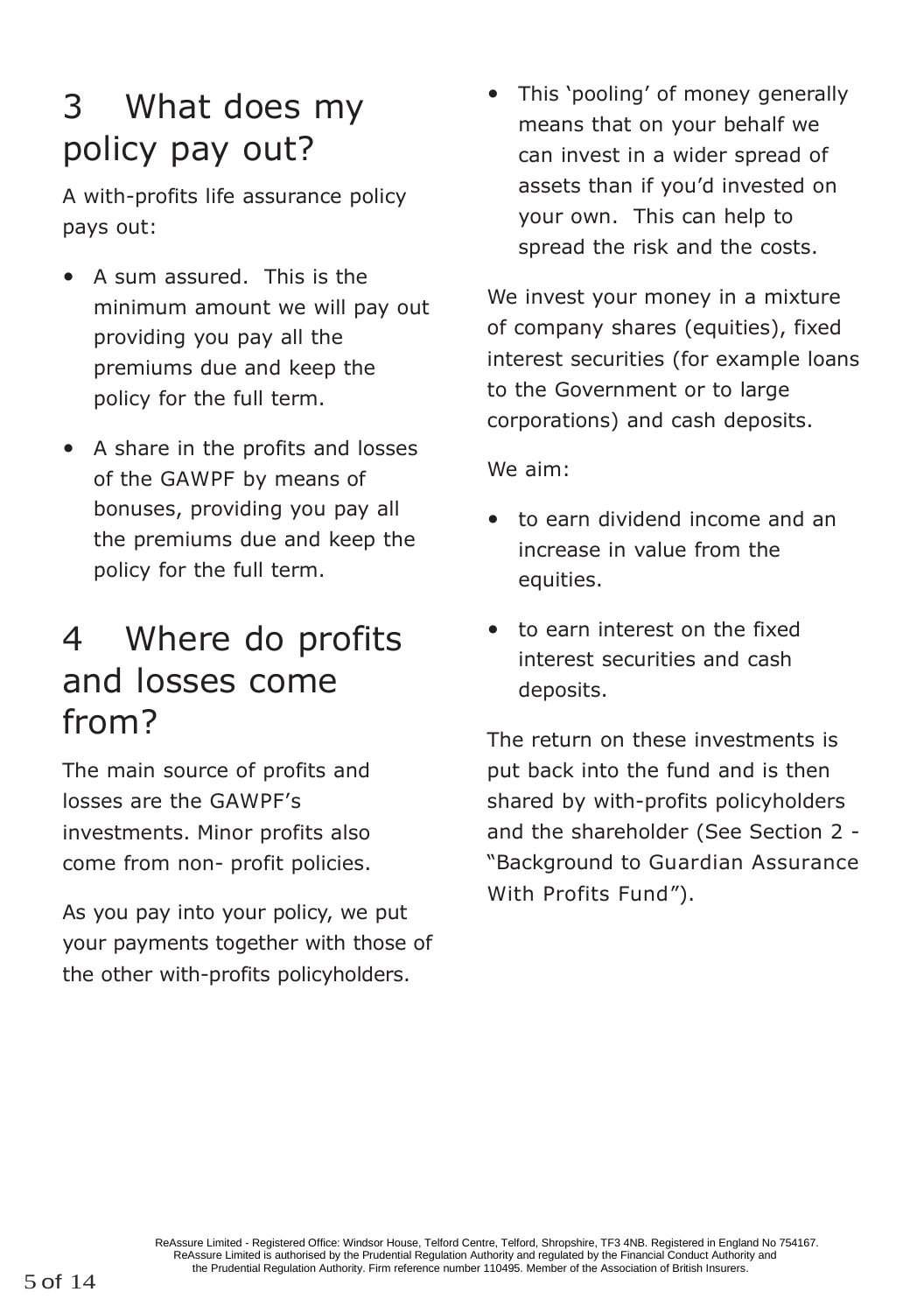# 3 What does my policy pay out?

A with-profits life assurance policy pays out:

- A sum assured. This is the minimum amount we will pay out providing you pay all the premiums due and keep the policy for the full term.
- A share in the profits and losses of the GAWPF by means of bonuses, providing you pay all the premiums due and keep the policy for the full term.

# 4 Where do profits and losses come from?

The main source of profits and losses are the GAWPF's investments. Minor profits also come from non- profit policies.

As you pay into your policy, we put your payments together with those of the other with-profits policyholders.

- This 'pooling' of money generally means that on your behalf we can invest in a wider spread of assets than if you'd invested on your own. This can help to spread the risk and the costs.

We invest your money in a mixture of company shares (equities), fixed interest securities (for example loans to the Government or to large corporations) and cash deposits.

We aim:

- to earn dividend income and an increase in value from the equities.
- to earn interest on the fixed interest securities and cash deposits.

The return on these investments is put back into the fund and is then shared by with-profits policyholders and the shareholder (See Section 2 - "Background to Guardian Assurance With Profits Fund").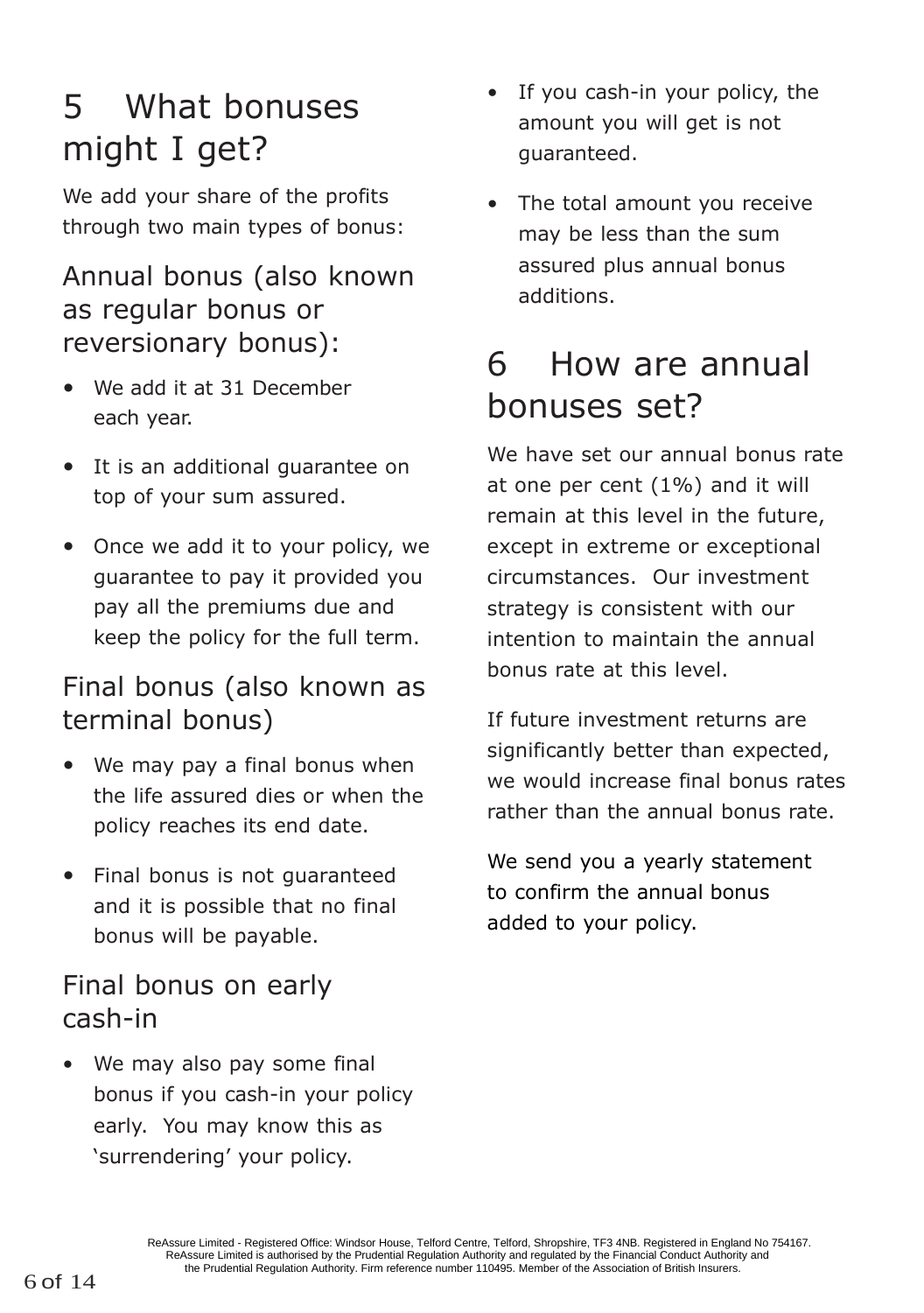# 5 What bonuses might I get?

We add your share of the profits through two main types of bonus:

## Annual bonus (also known as regular bonus or reversionary bonus):

- We add it at 31 December each year.
- It is an additional guarantee on top of your sum assured.
- Once we add it to your policy, we guarantee to pay it provided you pay all the premiums due and keep the policy for the full term.

## Final bonus (also known as terminal bonus)

- We may pay a final bonus when the life assured dies or when the policy reaches its end date.
- Final bonus is not guaranteed and it is possible that no final bonus will be payable.

## Final bonus on early cash-in

- We may also pay some final bonus if you cash-in your policy early. You may know this as 'surrendering' your policy.
- If you cash-in your policy, the amount you will get is not guaranteed.
- The total amount you receive may be less than the sum assured plus annual bonus additions.

# 6 How are annual bonuses set?

We have set our annual bonus rate at one per cent (1%) and it will remain at this level in the future, except in extreme or exceptional circumstances. Our investment strategy is consistent with our intention to maintain the annual bonus rate at this level.

If future investment returns are significantly better than expected, we would increase final bonus rates rather than the annual bonus rate.

We send you a yearly statement to confirm the annual bonus added to your policy.

ReAssure Limited - Registered Office: Windsor House, Telford Centre, Telford, Shropshire, TF3 4NB. Registered in England No 754167. ReAssure Limited is authorised by the Prudential Regulation Authority and regulated by the Financial Conduct Authority and the Prudential Regulation Authority. Firm reference number 110495. Member of the Association of British Insurers.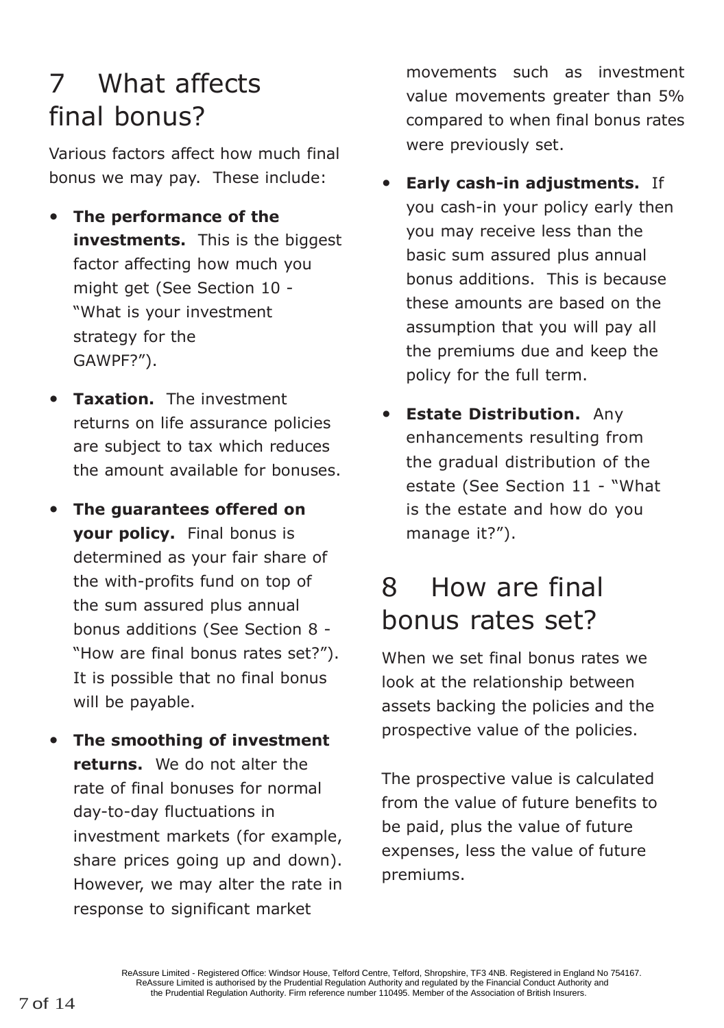# 7 What affects final bonus?

Various factors affect how much final bonus we may pay. These include:

- **The performance of the investments.** This is the biggest factor affecting how much you might get (See Section 10 - "What is your investment strategy for the GAWPF?").
- **Taxation.** The investment returns on life assurance policies are subject to tax which reduces the amount available for bonuses.
- **The guarantees offered on your policy.** Final bonus is determined as your fair share of the with-profits fund on top of the sum assured plus annual bonus additions (See Section 8 - "How are final bonus rates set?"). It is possible that no final bonus will be payable.
- **The smoothing of investment returns.** We do not alter the rate of final bonuses for normal day-to-day fluctuations in investment markets (for example, share prices going up and down). However, we may alter the rate in response to significant market movements such as investment value movements greater than 5% compared to when final bonus rates were previously set.
- **Early cash-in adjustments.** If you cash-in your policy early then you may receive less than the basic sum assured plus annual bonus additions. This is because these amounts are based on the assumption that you will pay all the premiums due and keep the policy for the full term.
- **Estate Distribution.** Any enhancements resulting from the gradual distribution of the estate (See Section 11 - "What is the estate and how do you manage it?").

# 8 How are final bonus rates set?

When we set final bonus rates we look at the relationship between assets backing the policies and the prospective value of the policies.

The prospective value is calculated from the value of future benefits to be paid, plus the value of future expenses, less the value of future premiums.

ReAssure Limited - Registered Office: Windsor House, Telford Centre, Telford, Shropshire, TF3 4NB. Registered in England No 754167. ReAssure Limited is authorised by the Prudential Regulation Authority and regulated by the Financial Conduct Authority and the Prudential Regulation Authority. Firm reference number 110495. Member of the Association of British Insurers.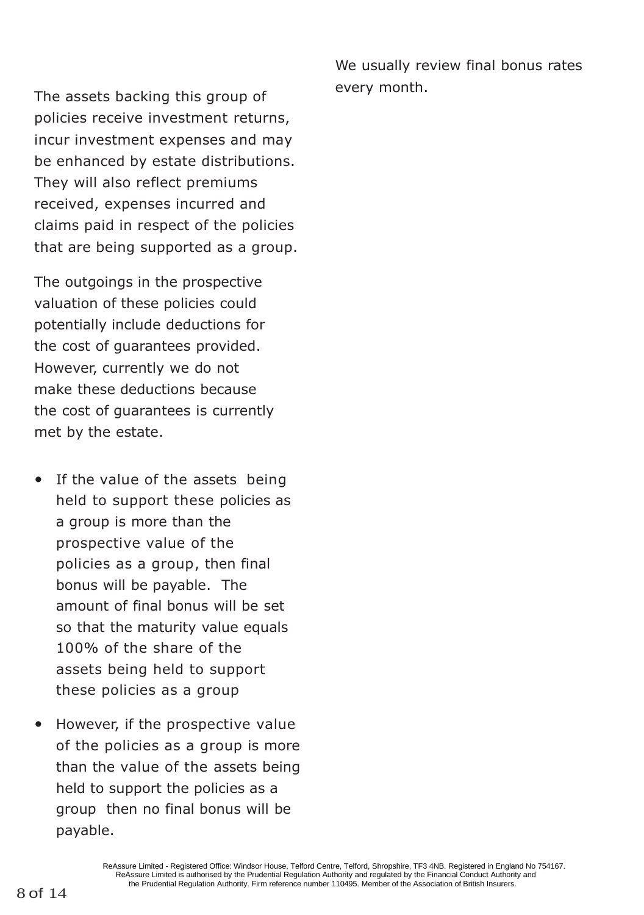The assets backing this group of policies receive investment returns, incur investment expenses and may be enhanced by estate distributions. They will also reflect premiums received, expenses incurred and claims paid in respect of the policies that are being supported as a group.

The outgoings in the prospective valuation of these policies could potentially include deductions for the cost of guarantees provided. However, currently we do not make these deductions because the cost of guarantees is currently met by the estate.

- If the value of the assets being held to support these policies as a group is more than the prospective value of the policies as a group, then final bonus will be payable. The amount of final bonus will be set so that the maturity value equals 100% of the share of the assets being held to support these policies as a group
- However, if the prospective value of the policies as a group is more than the value of the assets being held to support the policies as a group then no final bonus will be payable.

We usually review final bonus rates every month.

ReAssure Limited - Registered Office: Windsor House, Telford Centre, Telford, Shropshire, TF3 4NB. Registered in England No 754167. ReAssure Limited is authorised by the Prudential Regulation Authority and regulated by the Financial Conduct Authority and the Prudential Regulation Authority. Firm reference number 110495. Member of the Association of British Insurers.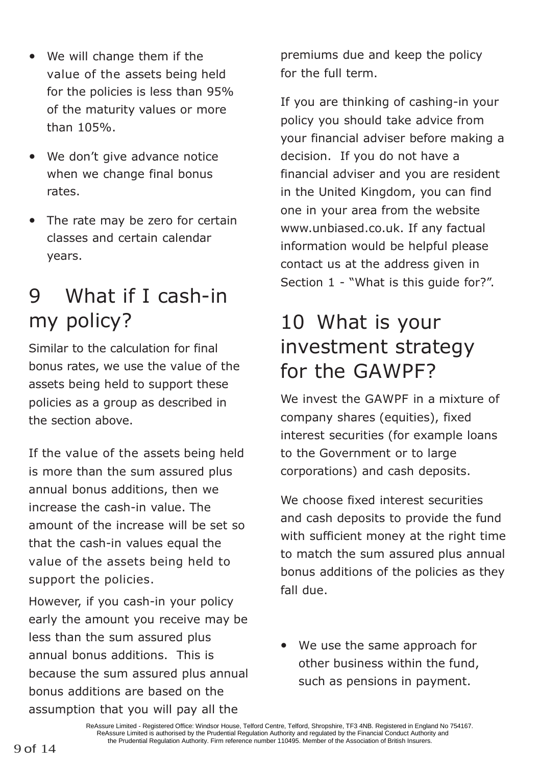- We will change them if the value of the assets being held for the policies is less than 95% of the maturity values or more than 105%.
- We don't give advance notice when we change final bonus rates.
- The rate may be zero for certain classes and certain calendar years.

## 9 What if I cash-in my policy?

Similar to the calculation for final bonus rates, we use the value of the assets being held to support these policies as a group as described in the section above.

If the value of the assets being held is more than the sum assured plus annual bonus additions, then we increase the cash-in value. The amount of the increase will be set so that the cash-in values equal the value of the assets being held to support the policies.

However, if you cash-in your policy early the amount you receive may be less than the sum assured plus annual bonus additions. This is because the sum assured plus annual bonus additions are based on the assumption that you will pay all the premiums due and keep the policy for the full term.

If you are thinking of cashing-in your policy you should take advice from your financial adviser before making a decision. If you do not have a financial adviser and you are resident in the United Kingdom, you can find one in your area from the website www.unbiased.co.uk. If any factual information would be helpful please contact us at the address given in Section 1 - "What is this guide for?".

## 10 What is your investment strategy for the GAWPF?

We invest the GAWPF in a mixture of company shares (equities), fixed interest securities (for example loans to the Government or to large corporations) and cash deposits.

We choose fixed interest securities and cash deposits to provide the fund with sufficient money at the right time to match the sum assured plus annual bonus additions of the policies as they fall due.

- We use the same approach for other business within the fund, such as pensions in payment.

ReAssure Limited - Registered Office: Windsor House, Telford Centre, Telford, Shropshire, TF3 4NB. Registered in England No 754167. ReAssure Limited is authorised by the Prudential Regulation Authority and regulated by the Financial Conduct Authority and the Prudential Regulation Authority. Firm reference number 110495. Member of the Association of British Insurers.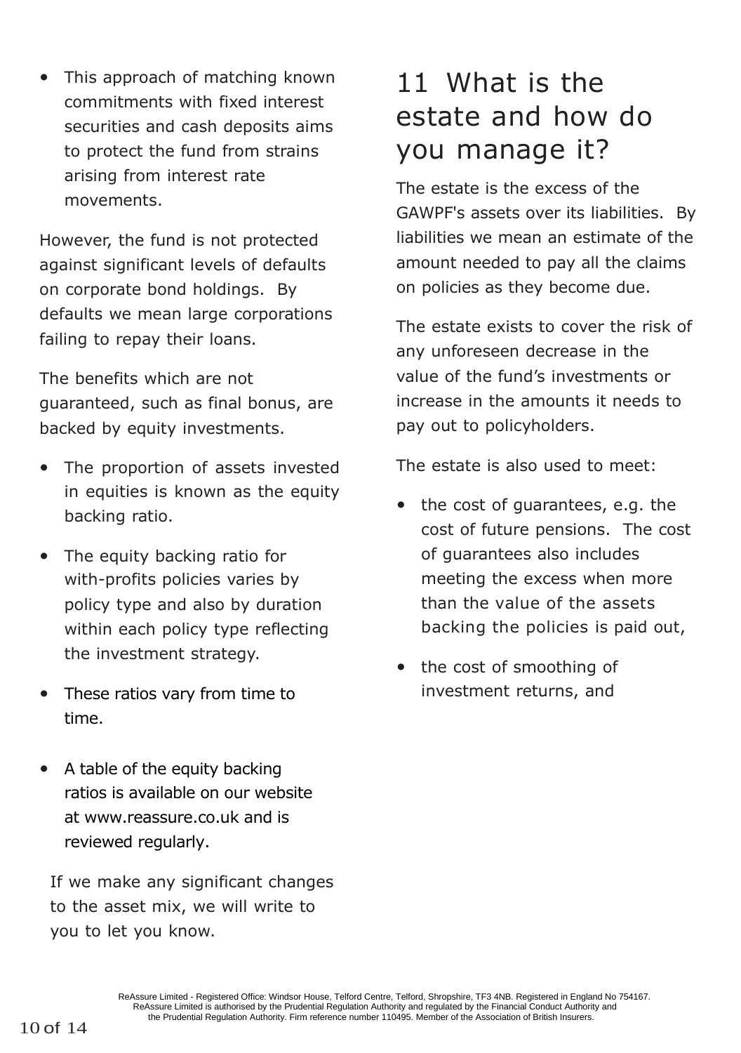- This approach of matching known commitments with fixed interest securities and cash deposits aims to protect the fund from strains arising from interest rate movements.

However, the fund is not protected against significant levels of defaults on corporate bond holdings. By defaults we mean large corporations failing to repay their loans.

The benefits which are not guaranteed, such as final bonus, are backed by equity investments.

- The proportion of assets invested in equities is known as the equity backing ratio.
- The equity backing ratio for with-profits policies varies by policy type and also by duration within each policy type reflecting the investment strategy.
- These ratios vary from time to time.
- A table of the equity backing ratios is available on our website at www.reassure.co.uk and is reviewed regularly.

If we make any significant changes to the asset mix, we will write to you to let you know.

# 11 What is the estate and how do you manage it?

The estate is the excess of the GAWPF's assets over its liabilities. By liabilities we mean an estimate of the amount needed to pay all the claims on policies as they become due.

The estate exists to cover the risk of any unforeseen decrease in the value of the fund's investments or increase in the amounts it needs to pay out to policyholders.

The estate is also used to meet:

- the cost of guarantees, e.g. the cost of future pensions. The cost of guarantees also includes meeting the excess when more than the value of the assets backing the policies is paid out,
- the cost of smoothing of investment returns, and

ReAssure Limited - Registered Office: Windsor House, Telford Centre, Telford, Shropshire, TF3 4NB. Registered in England No 754167. ReAssure Limited is authorised by the Prudential Regulation Authority and regulated by the Financial Conduct Authority and the Prudential Regulation Authority. Firm reference number 110495. Member of the Association of British Insurers.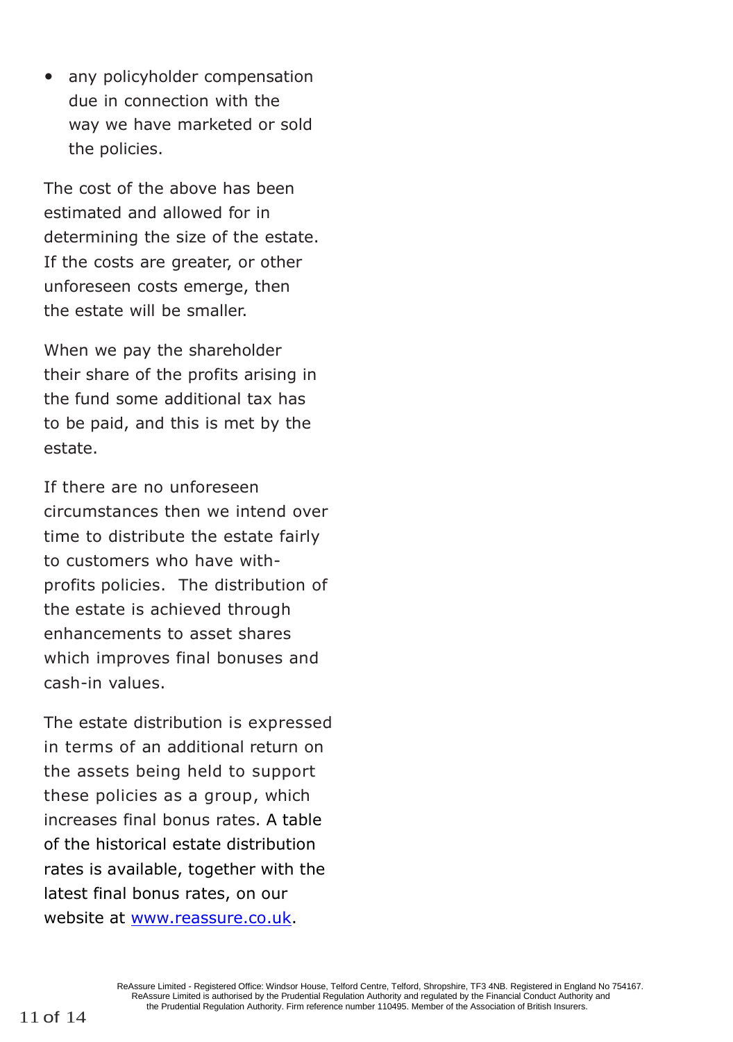- any policyholder compensation due in connection with the way we have marketed or sold the policies.

The cost of the above has been estimated and allowed for in determining the size of the estate. If the costs are greater, or other unforeseen costs emerge, then the estate will be smaller.

When we pay the shareholder their share of the profits arising in the fund some additional tax has to be paid, and this is met by the estate.

If there are no unforeseen circumstances then we intend over time to distribute the estate fairly to customers who have with-profits policies. The distribution of the estate is achieved through enhancements to asset shares which improves final bonuses and cash-in values.

The estate distribution is expressed in terms of an additional return on the assets being held to support these policies as a group, which increases final bonus rates. A table of the historical estate distribution rates is available, together with the latest final bonus rates, on our website at [www.reassure.co.uk](http://www.reassure.co.uk).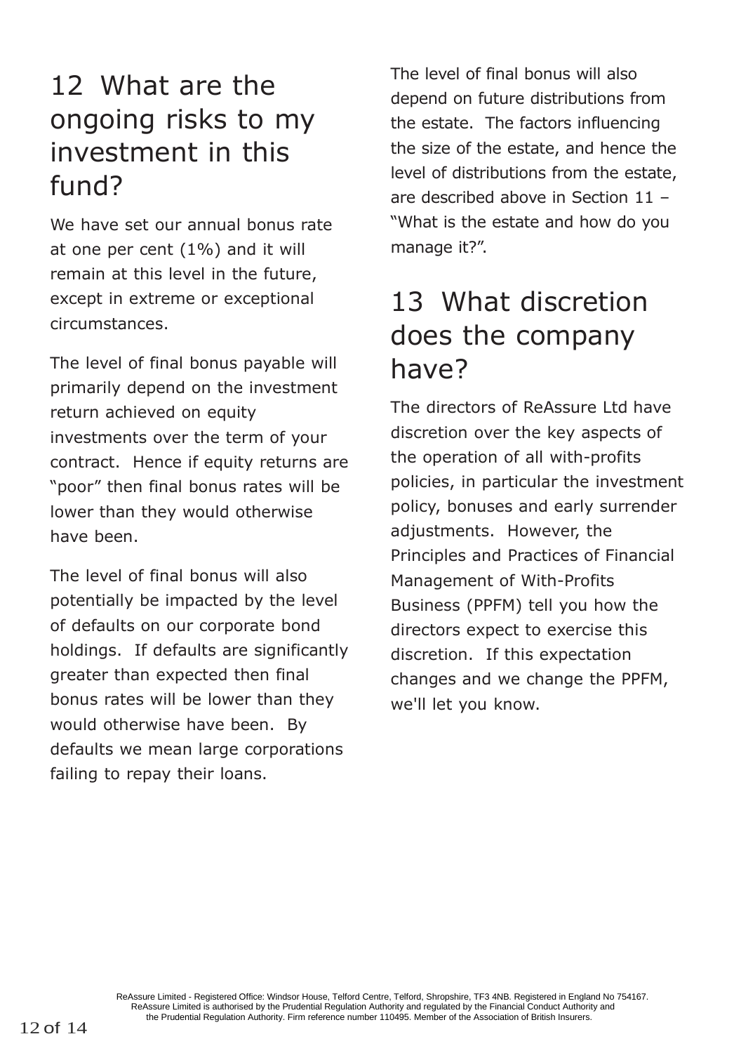## 12 What are the ongoing risks to my investment in this fund?

We have set our annual bonus rate at one per cent (1%) and it will remain at this level in the future, except in extreme or exceptional circumstances.

The level of final bonus payable will primarily depend on the investment return achieved on equity investments over the term of your contract. Hence if equity returns are "poor" then final bonus rates will be lower than they would otherwise have been.

The level of final bonus will also potentially be impacted by the level of defaults on our corporate bond holdings. If defaults are significantly greater than expected then final bonus rates will be lower than they would otherwise have been. By defaults we mean large corporations failing to repay their loans.

The level of final bonus will also depend on future distributions from the estate. The factors influencing the size of the estate, and hence the level of distributions from the estate, are described above in Section 11 – "What is the estate and how do you manage it?".

## 13 What discretion does the company have?

The directors of ReAssure Ltd have discretion over the key aspects of the operation of all with-profits policies, in particular the investment policy, bonuses and early surrender adjustments. However, the Principles and Practices of Financial Management of With-Profits Business (PPFM) tell you how the directors expect to exercise this discretion. If this expectation changes and we change the PPFM, we'll let you know.

ReAssure Limited - Registered Office: Windsor House, Telford Centre, Telford, Shropshire, TF3 4NB. Registered in England No 754167. ReAssure Limited is authorised by the Prudential Regulation Authority and regulated by the Financial Conduct Authority and the Prudential Regulation Authority. Firm reference number 110495. Member of the Association of British Insurers.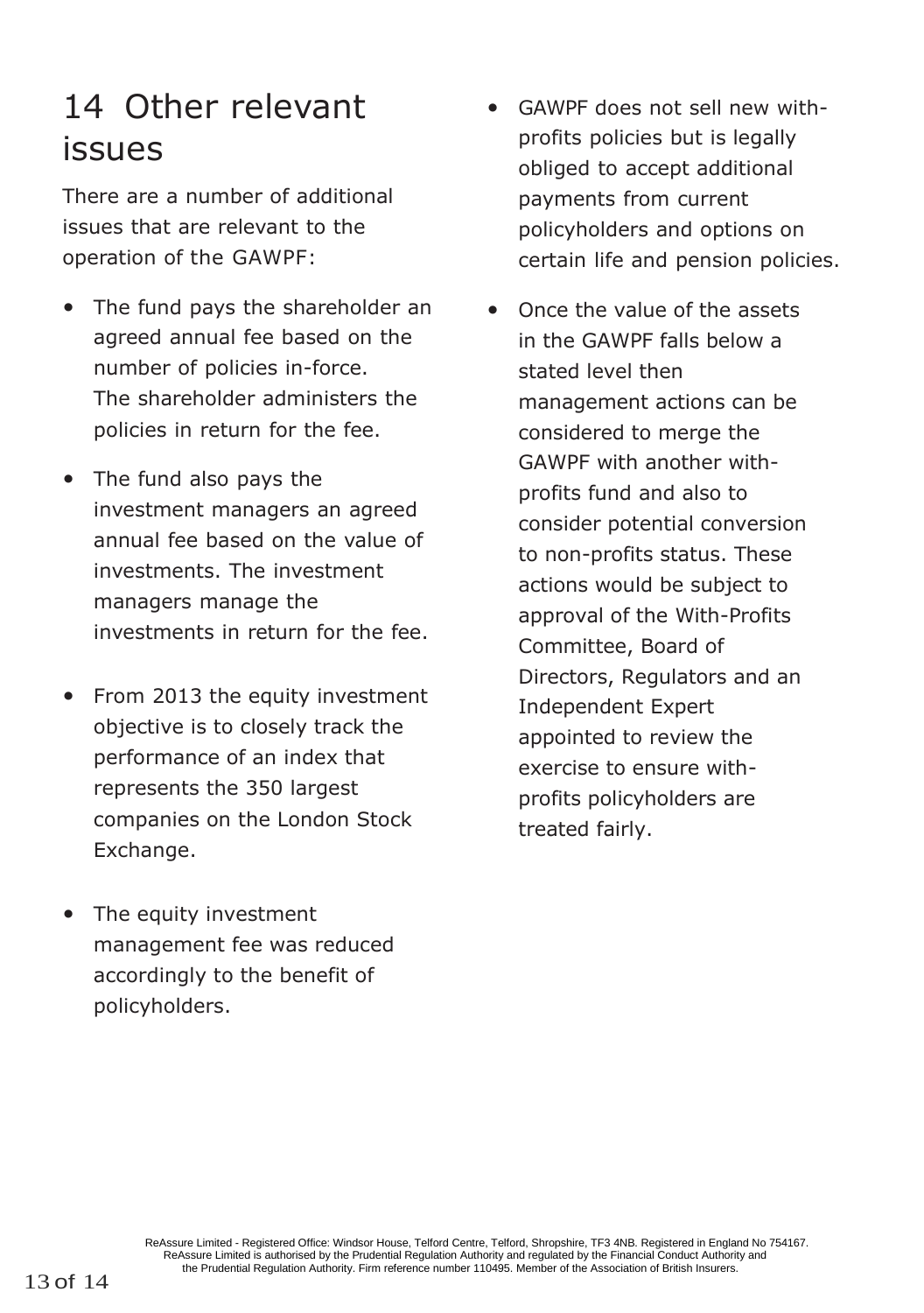# 14 Other relevant issues

There are a number of additional issues that are relevant to the operation of the GAWPF:

- The fund pays the shareholder an agreed annual fee based on the number of policies in-force. The shareholder administers the policies in return for the fee.
- The fund also pays the investment managers an agreed annual fee based on the value of investments. The investment managers manage the investments in return for the fee.
- From 2013 the equity investment objective is to closely track the performance of an index that represents the 350 largest companies on the London Stock Exchange.
- The equity investment management fee was reduced accordingly to the benefit of policyholders.
- GAWPF does not sell new with-profits policies but is legally obliged to accept additional payments from current policyholders and options on certain life and pension policies.
- Once the value of the assets in the GAWPF falls below a stated level then management actions can be considered to merge the GAWPF with another with-profits fund and also to consider potential conversion to non-profits status. These actions would be subject to approval of the With-Profits Committee, Board of Directors, Regulators and an Independent Expert appointed to review the exercise to ensure with-profits policyholders are treated fairly.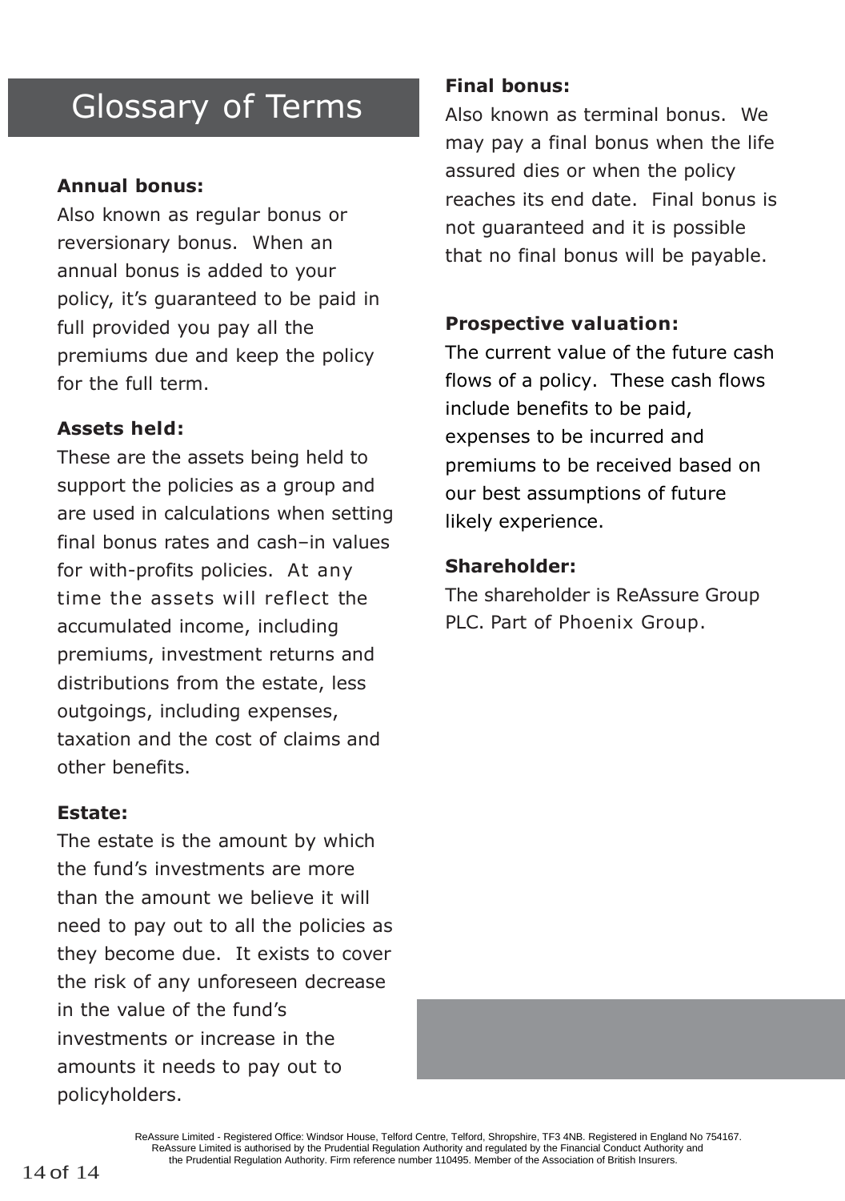# Glossary of Terms

**Annual bonus:**

Also known as regular bonus or reversionary bonus. When an annual bonus is added to your policy, it's guaranteed to be paid in full provided you pay all the premiums due and keep the policy for the full term.

**Assets held:**

These are the assets being held to support the policies as a group and are used in calculations when setting final bonus rates and cash–in values for with-profits policies. At any time the assets will reflect the accumulated income, including premiums, investment returns and distributions from the estate, less outgoings, including expenses, taxation and the cost of claims and other benefits.

**Estate:**

The estate is the amount by which the fund's investments are more than the amount we believe it will need to pay out to all the policies as they become due. It exists to cover the risk of any unforeseen decrease in the value of the fund's investments or increase in the amounts it needs to pay out to policyholders.

**Final bonus:**

Also known as terminal bonus. We may pay a final bonus when the life assured dies or when the policy reaches its end date. Final bonus is not guaranteed and it is possible that no final bonus will be payable.

**Prospective valuation:**

The current value of the future cash flows of a policy. These cash flows include benefits to be paid, expenses to be incurred and premiums to be received based on our best assumptions of future likely experience.

**Shareholder:**

The shareholder is ReAssure Group PLC. Part of Phoenix Group.

ReAssure Limited - Registered Office: Windsor House, Telford Centre, Telford, Shropshire, TF3 4NB. Registered in England No 754167. ReAssure Limited is authorised by the Prudential Regulation Authority and regulated by the Financial Conduct Authority and the Prudential Regulation Authority. Firm reference number 110495. Member of the Association of British Insurers.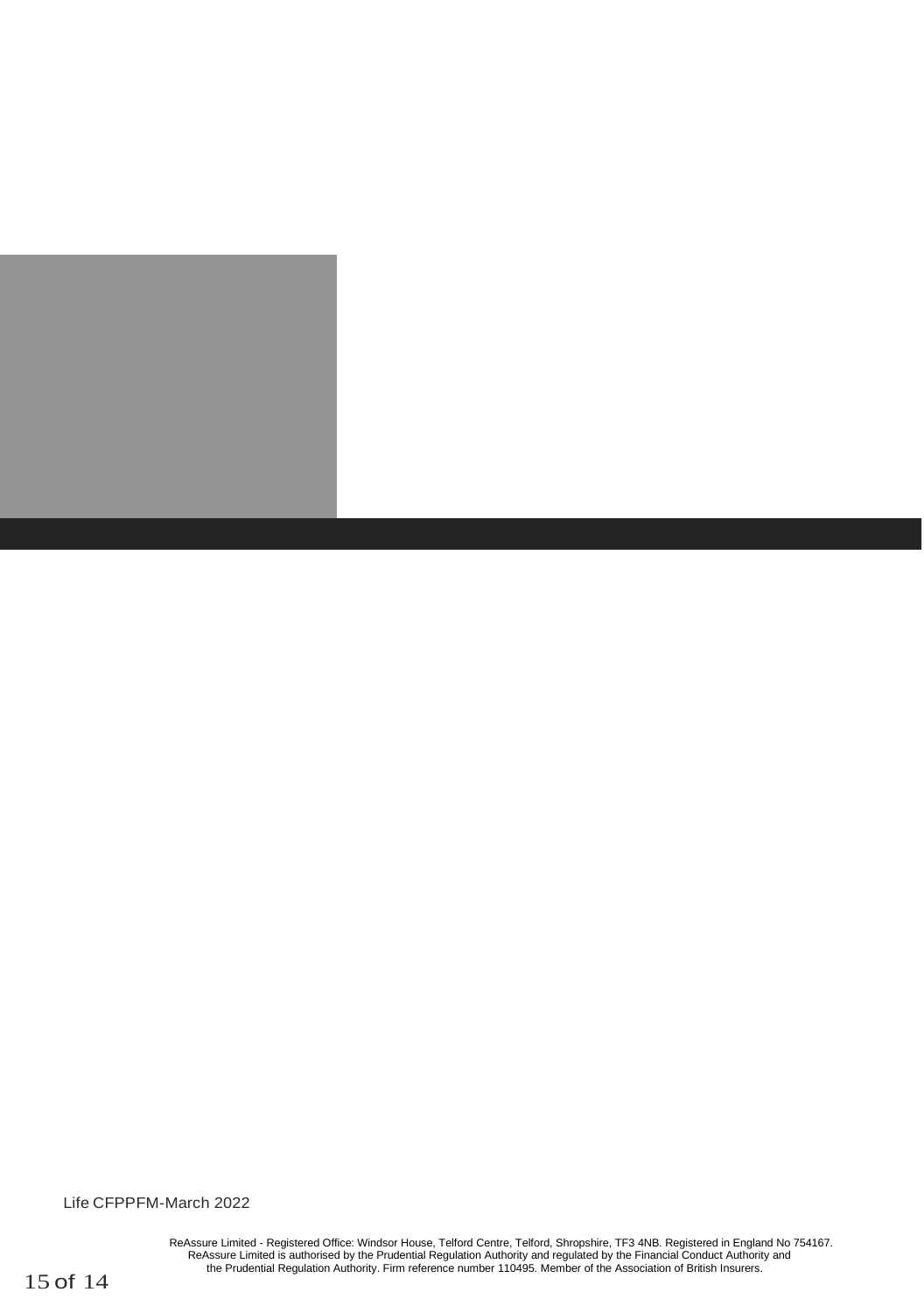Life CFPPFM-March 2022

ReAssure Limited - Registered Office: Windsor House, Telford Centre, Telford, Shropshire, TF3 4NB. Registered in England No 754167. ReAssure Limited is authorised by the Prudential Regulation Authority and regulated by the Financial Conduct Authority and the Prudential Regulation Authority. Firm reference number 110495. Member of the Association of British Insurers.